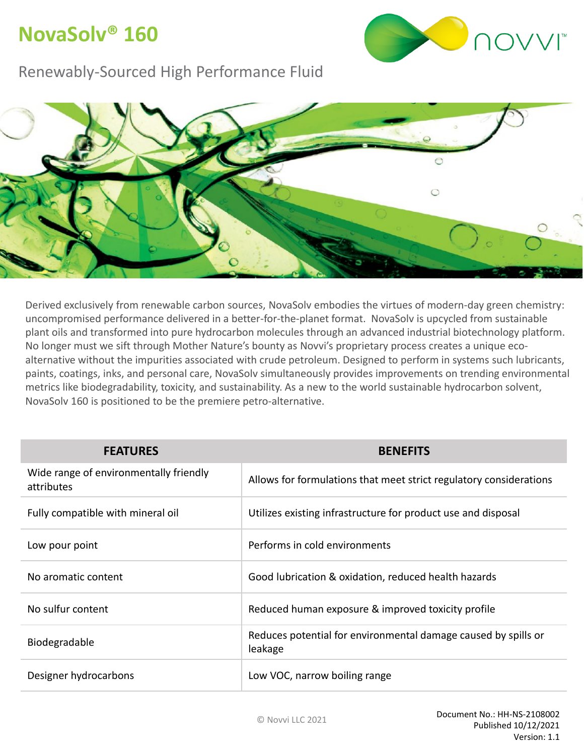# NovaSolv® 160

## Renewably-Sourced High Performance Fluid

Derived exclusively from renewable carbon sources, NovaSolv embodies the virtues of modern-day green chemistry: uncompromised performance delivered in a better-for-the-planet format. NovaSolv is upcycled from sustainable plant oils and transformed into pure hydrocarbon molecules through an advanced industrial biotechnology platform. No longer must we sift through Mother Nature's bounty as Novvi's proprietary process creates a unique eco-alternative without the impurities associated with crude petroleum. Designed to perform in systems such lubricants, paints, coatings, inks, and personal care, NovaSolv simultaneously provides improvements on trending environmental metrics like biodegradability, toxicity, and sustainability. As a new to the world sustainable hydrocarbon solvent, NovaSolv 160 is positioned to be the premiere petro-alternative.

| FEATURES | BENEFITS |
|---|---|
| Wide range of environmentally friendly attributes | Allows for formulations that meet strict regulatory considerations |
| Fully compatible with mineral oil | Utilizes existing infrastructure for product use and disposal |
| Low pour point | Performs in cold environments |
| No aromatic content | Good lubrication & oxidation, reduced health hazards |
| No sulfur content | Reduced human exposure & improved toxicity profile |
| Biodegradable | Reduces potential for environmental damage caused by spills or leakage |
| Designer hydrocarbons | Low VOC, narrow boiling range |

© Novvi LLC 2021

Document No.: HH-NS-2108002
Published 10/12/2021
Version: 1.1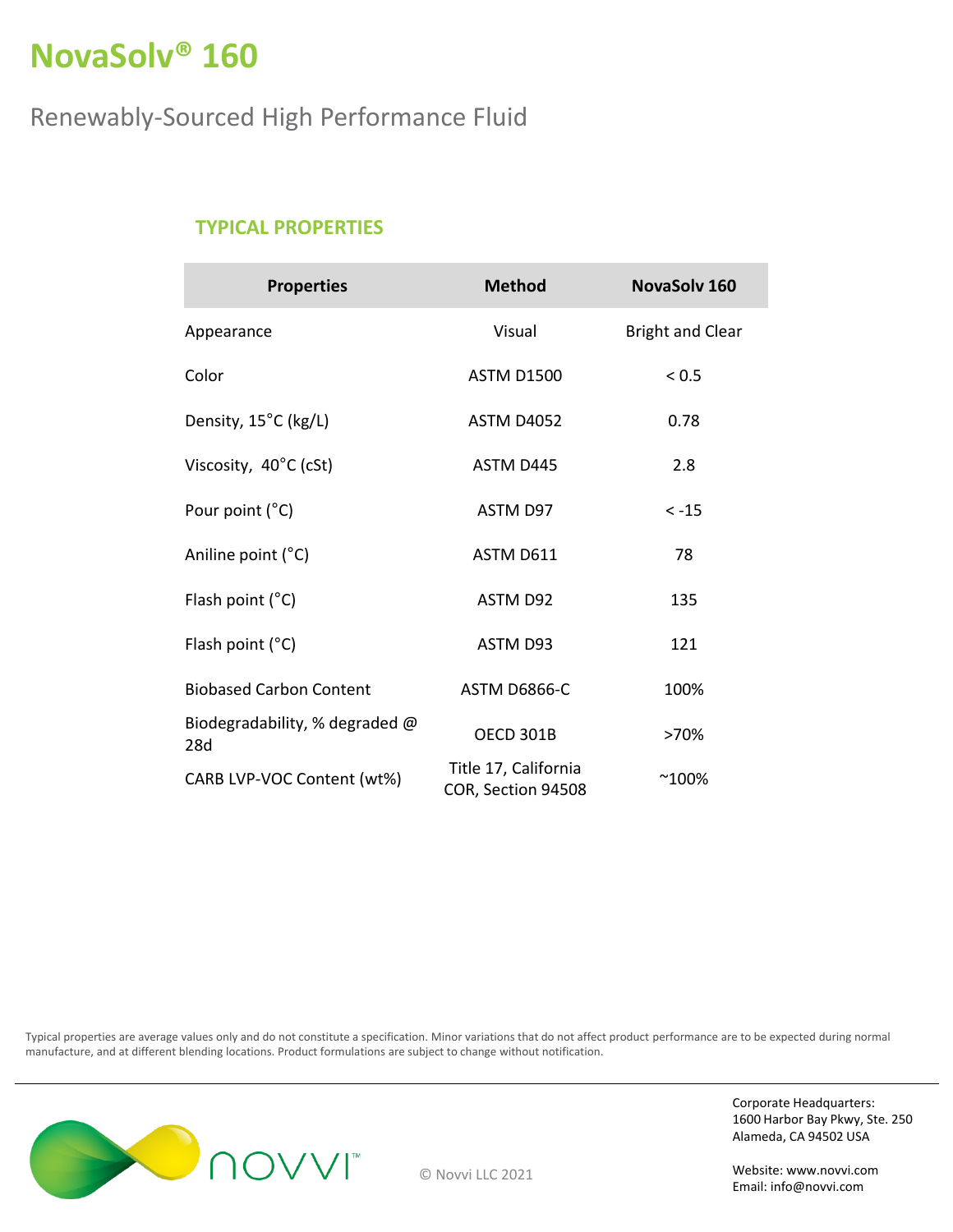# NovaSolv® 160

Renewably-Sourced High Performance Fluid

## TYPICAL PROPERTIES

| Properties | Method | NovaSolv 160 |
|---|---|---|
| Appearance | Visual | Bright and Clear |
| Color | ASTM D1500 | < 0.5 |
| Density, 15°C (kg/L) | ASTM D4052 | 0.78 |
| Viscosity, 40°C (cSt) | ASTM D445 | 2.8 |
| Pour point (°C) | ASTM D97 | < -15 |
| Aniline point (°C) | ASTM D611 | 78 |
| Flash point (°C) | ASTM D92 | 135 |
| Flash point (°C) | ASTM D93 | 121 |
| Biobased Carbon Content | ASTM D6866-C | 100% |
| Biodegradability, % degraded @ 28d | OECD 301B | >70% |
| CARB LVP-VOC Content (wt%) | Title 17, California COR, Section 94508 | ~100% |

Typical properties are average values only and do not constitute a specification. Minor variations that do not affect product performance are to be expected during normal manufacture, and at different blending locations. Product formulations are subject to change without notification.

novvi™

© Novvi LLC 2021

Corporate Headquarters:
1600 Harbor Bay Pkwy, Ste. 250
Alameda, CA 94502 USA

Website: www.novvi.com
Email: info@novvi.com